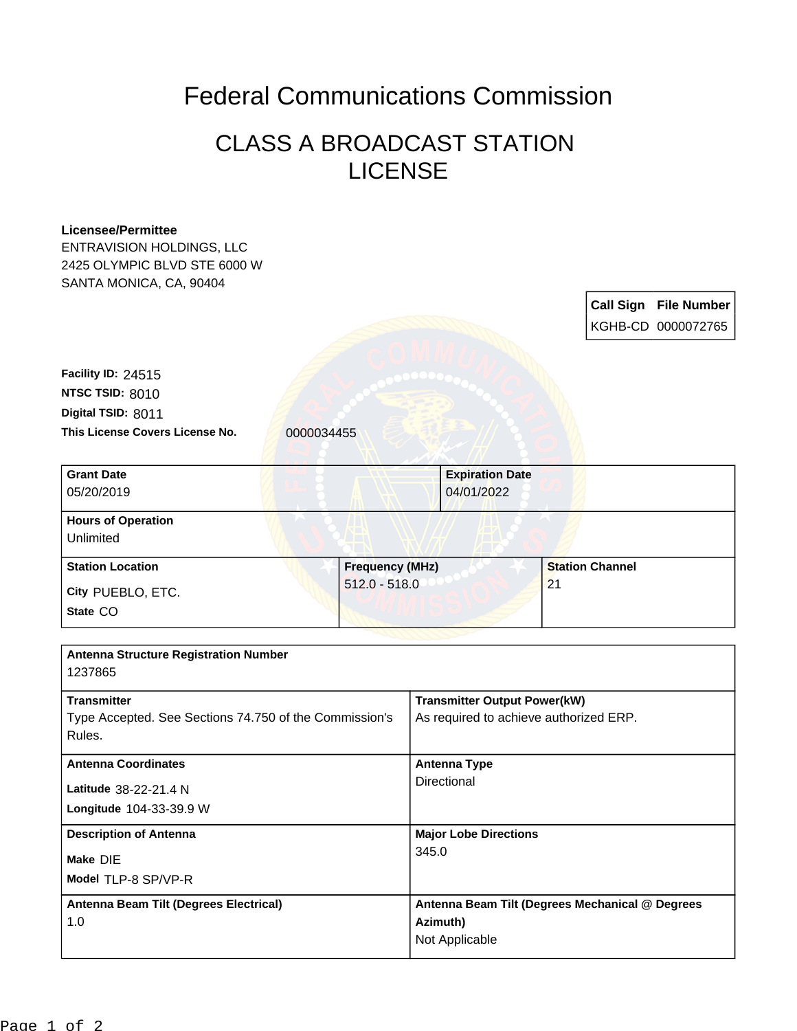# Federal Communications Commission

## CLASS A BROADCAST STATION LICENSE

**Licensee/Permittee**
ENTRAVISION HOLDINGS, LLC
2425 OLYMPIC BLVD STE 6000 W
SANTA MONICA, CA, 90404

| Call Sign | File Number |
|---|---|
| KGHB-CD | 0000072765 |

**Facility ID:** 24515
**NTSC TSID:** 8010
**Digital TSID:** 8011
**This License Covers License No.** 0000034455

| Grant Date | Expiration Date |
|---|---|
| 05/20/2019 | 04/01/2022 |

**Hours of Operation**
Unlimited

| Station Location | Frequency (MHz) | Station Channel |
|---|---|---|
| City PUEBLO, ETC.<br>State CO | 512.0 - 518.0 | 21 |

**Antenna Structure Registration Number**
1237865

| Transmitter | Transmitter Output Power(kW) |
|---|---|
| Type Accepted. See Sections 74.750 of the Commission's Rules. | As required to achieve authorized ERP. |

| Antenna Coordinates | Antenna Type |
|---|---|
| Latitude 38-22-21.4 N<br>Longitude 104-33-39.9 W | Directional |

| Description of Antenna | Major Lobe Directions |
|---|---|
| Make DIE<br>Model TLP-8 SP/VP-R | 345.0 |

| Antenna Beam Tilt (Degrees Electrical) | Antenna Beam Tilt (Degrees Mechanical @ Degrees Azimuth) |
|---|---|
| 1.0 | Not Applicable |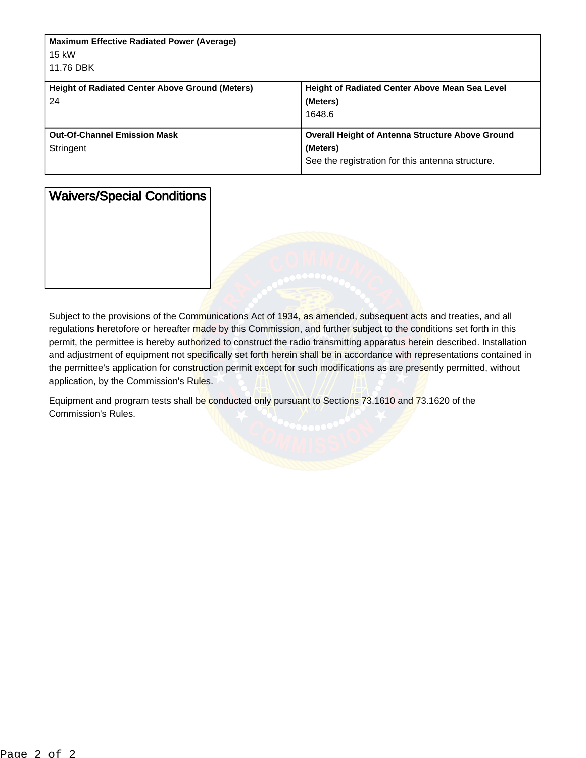| | |
|---|---|
| **Maximum Effective Radiated Power (Average)**<br>15 kW<br>11.76 DBK | |
| **Height of Radiated Center Above Ground (Meters)**<br>24 | **Height of Radiated Center Above Mean Sea Level (Meters)**<br>1648.6 |
| **Out-Of-Channel Emission Mask**<br>Stringent | **Overall Height of Antenna Structure Above Ground (Meters)**<br>See the registration for this antenna structure. |

## Waivers/Special Conditions

Subject to the provisions of the Communications Act of 1934, as amended, subsequent acts and treaties, and all regulations heretofore or hereafter made by this Commission, and further subject to the conditions set forth in this permit, the permittee is hereby authorized to construct the radio transmitting apparatus herein described. Installation and adjustment of equipment not specifically set forth herein shall be in accordance with representations contained in the permittee's application for construction permit except for such modifications as are presently permitted, without application, by the Commission's Rules.

Equipment and program tests shall be conducted only pursuant to Sections 73.1610 and 73.1620 of the Commission's Rules.